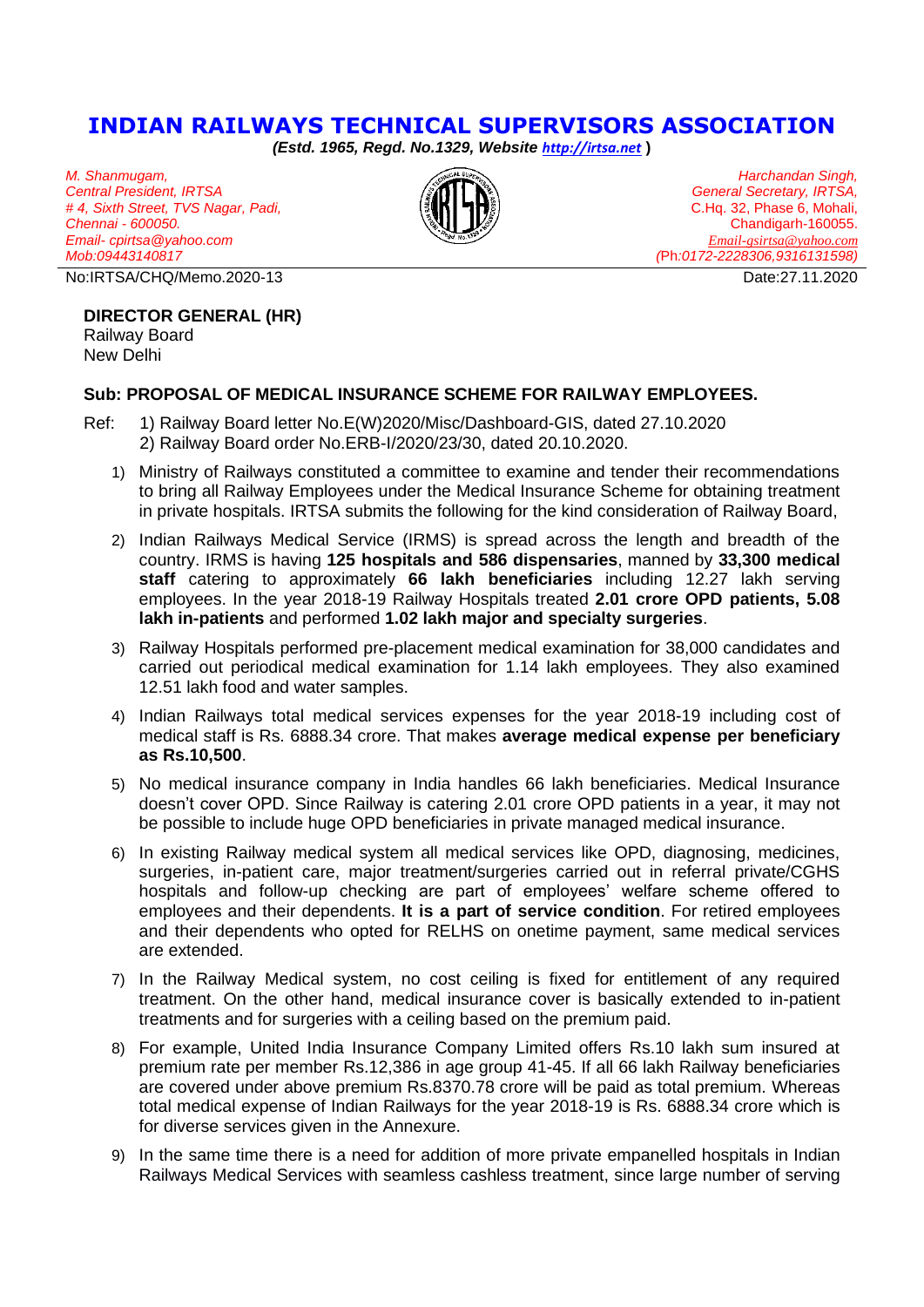# INDIAN RAILWAYS TECHNICAL SUPERVISORS ASSOCIATION

***(Estd. 1965, Regd. No.1329, Website http://irtsa.net )***

*M. Shanmugam,*
*Central President, IRTSA*
*# 4, Sixth Street, TVS Nagar, Padi,*
*Chennai - 600050.*
*Email- cpirtsa@yahoo.com*
*Mob:09443140817*

*Harchandan Singh,*
*General Secretary, IRTSA,*
C.Hq. 32, Phase 6, Mohali,
Chandigarh-160055.
*Email-gsirtsa@yahoo.com*
*(Ph:0172-2228306,9316131598)*

No:IRTSA/CHQ/Memo.2020-13 Date:27.11.2020

**DIRECTOR GENERAL (HR)**
Railway Board
New Delhi

**Sub: PROPOSAL OF MEDICAL INSURANCE SCHEME FOR RAILWAY EMPLOYEES.**

Ref: 1) Railway Board letter No.E(W)2020/Misc/Dashboard-GIS, dated 27.10.2020
2) Railway Board order No.ERB-I/2020/23/30, dated 20.10.2020.

1) Ministry of Railways constituted a committee to examine and tender their recommendations to bring all Railway Employees under the Medical Insurance Scheme for obtaining treatment in private hospitals. IRTSA submits the following for the kind consideration of Railway Board,

2) Indian Railways Medical Service (IRMS) is spread across the length and breadth of the country. IRMS is having **125 hospitals and 586 dispensaries**, manned by **33,300 medical staff** catering to approximately **66 lakh beneficiaries** including 12.27 lakh serving employees. In the year 2018-19 Railway Hospitals treated **2.01 crore OPD patients, 5.08 lakh in-patients** and performed **1.02 lakh major and specialty surgeries**.

3) Railway Hospitals performed pre-placement medical examination for 38,000 candidates and carried out periodical medical examination for 1.14 lakh employees. They also examined 12.51 lakh food and water samples.

4) Indian Railways total medical services expenses for the year 2018-19 including cost of medical staff is Rs. 6888.34 crore. That makes **average medical expense per beneficiary as Rs.10,500**.

5) No medical insurance company in India handles 66 lakh beneficiaries. Medical Insurance doesn't cover OPD. Since Railway is catering 2.01 crore OPD patients in a year, it may not be possible to include huge OPD beneficiaries in private managed medical insurance.

6) In existing Railway medical system all medical services like OPD, diagnosing, medicines, surgeries, in-patient care, major treatment/surgeries carried out in referral private/CGHS hospitals and follow-up checking are part of employees' welfare scheme offered to employees and their dependents. **It is a part of service condition**. For retired employees and their dependents who opted for RELHS on onetime payment, same medical services are extended.

7) In the Railway Medical system, no cost ceiling is fixed for entitlement of any required treatment. On the other hand, medical insurance cover is basically extended to in-patient treatments and for surgeries with a ceiling based on the premium paid.

8) For example, United India Insurance Company Limited offers Rs.10 lakh sum insured at premium rate per member Rs.12,386 in age group 41-45. If all 66 lakh Railway beneficiaries are covered under above premium Rs.8370.78 crore will be paid as total premium. Whereas total medical expense of Indian Railways for the year 2018-19 is Rs. 6888.34 crore which is for diverse services given in the Annexure.

9) In the same time there is a need for addition of more private empanelled hospitals in Indian Railways Medical Services with seamless cashless treatment, since large number of serving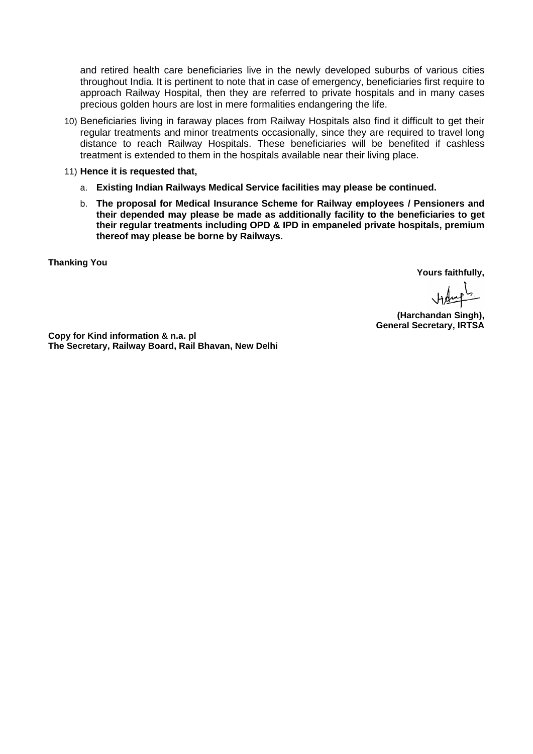and retired health care beneficiaries live in the newly developed suburbs of various cities throughout India. It is pertinent to note that in case of emergency, beneficiaries first require to approach Railway Hospital, then they are referred to private hospitals and in many cases precious golden hours are lost in mere formalities endangering the life.

10) Beneficiaries living in faraway places from Railway Hospitals also find it difficult to get their regular treatments and minor treatments occasionally, since they are required to travel long distance to reach Railway Hospitals. These beneficiaries will be benefited if cashless treatment is extended to them in the hospitals available near their living place.

11) **Hence it is requested that,**

   a. **Existing Indian Railways Medical Service facilities may please be continued.**

   b. **The proposal for Medical Insurance Scheme for Railway employees / Pensioners and their depended may please be made as additionally facility to the beneficiaries to get their regular treatments including OPD & IPD in empaneled private hospitals, premium thereof may please be borne by Railways.**

**Thanking You**

**Yours faithfully,**

**(Harchandan Singh),**
**General Secretary, IRTSA**

**Copy for Kind information & n.a. pl**
**The Secretary, Railway Board, Rail Bhavan, New Delhi**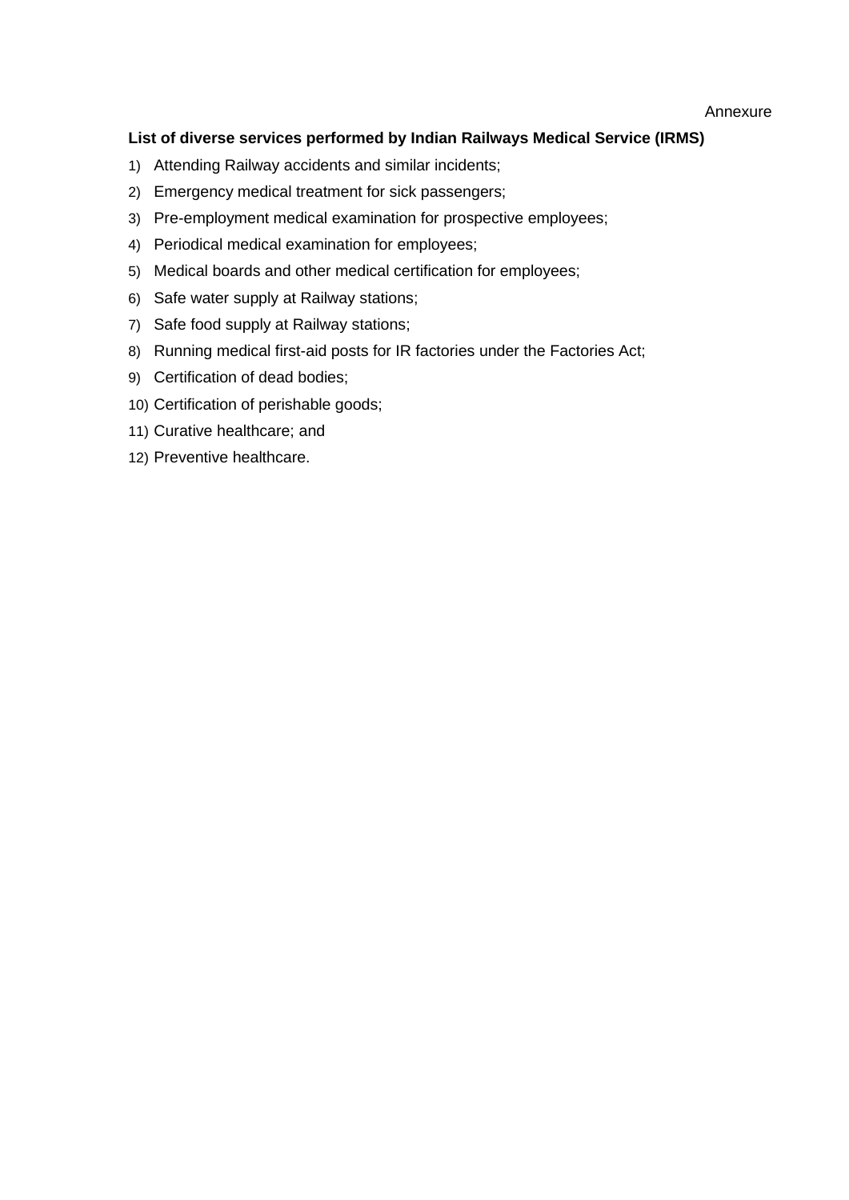Annexure

**List of diverse services performed by Indian Railways Medical Service (IRMS)**

1) Attending Railway accidents and similar incidents;
2) Emergency medical treatment for sick passengers;
3) Pre-employment medical examination for prospective employees;
4) Periodical medical examination for employees;
5) Medical boards and other medical certification for employees;
6) Safe water supply at Railway stations;
7) Safe food supply at Railway stations;
8) Running medical first-aid posts for IR factories under the Factories Act;
9) Certification of dead bodies;
10) Certification of perishable goods;
11) Curative healthcare; and
12) Preventive healthcare.